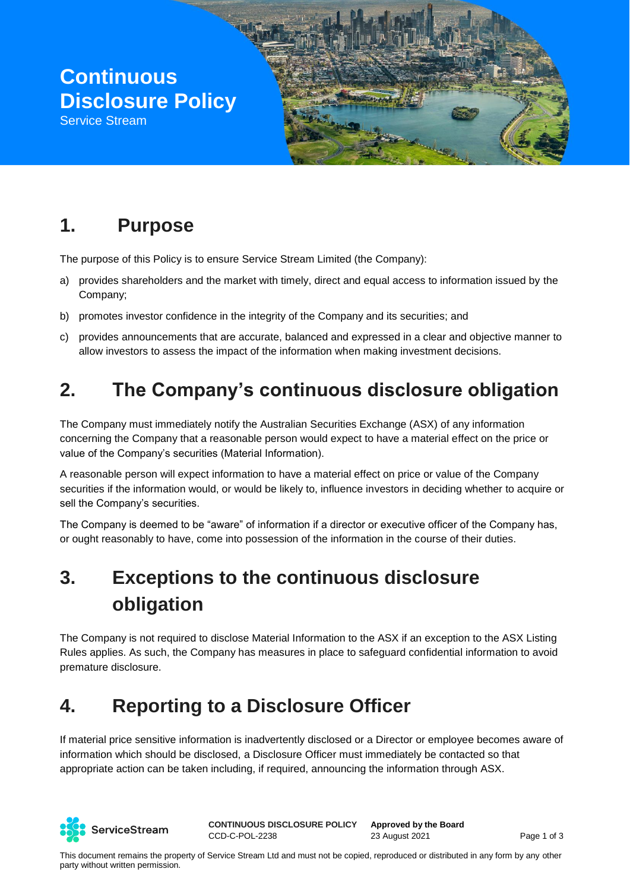# Continuous Disclosure Policy

Service Stream

## 1. Purpose

The purpose of this Policy is to ensure Service Stream Limited (the Company):

a) provides shareholders and the market with timely, direct and equal access to information issued by the Company;

b) promotes investor confidence in the integrity of the Company and its securities; and

c) provides announcements that are accurate, balanced and expressed in a clear and objective manner to allow investors to assess the impact of the information when making investment decisions.

## 2. The Company's continuous disclosure obligation

The Company must immediately notify the Australian Securities Exchange (ASX) of any information concerning the Company that a reasonable person would expect to have a material effect on the price or value of the Company's securities (Material Information).

A reasonable person will expect information to have a material effect on price or value of the Company securities if the information would, or would be likely to, influence investors in deciding whether to acquire or sell the Company's securities.

The Company is deemed to be "aware" of information if a director or executive officer of the Company has, or ought reasonably to have, come into possession of the information in the course of their duties.

## 3. Exceptions to the continuous disclosure obligation

The Company is not required to disclose Material Information to the ASX if an exception to the ASX Listing Rules applies. As such, the Company has measures in place to safeguard confidential information to avoid premature disclosure.

## 4. Reporting to a Disclosure Officer

If material price sensitive information is inadvertently disclosed or a Director or employee becomes aware of information which should be disclosed, a Disclosure Officer must immediately be contacted so that appropriate action can be taken including, if required, announcing the information through ASX.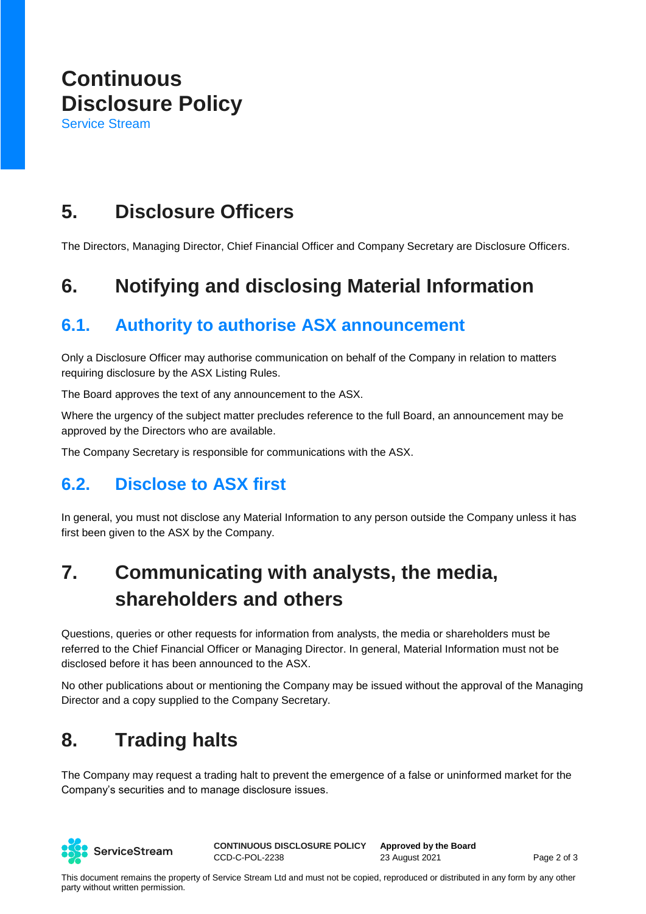## 5. Disclosure Officers

The Directors, Managing Director, Chief Financial Officer and Company Secretary are Disclosure Officers.

## 6. Notifying and disclosing Material Information

### 6.1. Authority to authorise ASX announcement

Only a Disclosure Officer may authorise communication on behalf of the Company in relation to matters requiring disclosure by the ASX Listing Rules.

The Board approves the text of any announcement to the ASX.

Where the urgency of the subject matter precludes reference to the full Board, an announcement may be approved by the Directors who are available.

The Company Secretary is responsible for communications with the ASX.

### 6.2. Disclose to ASX first

In general, you must not disclose any Material Information to any person outside the Company unless it has first been given to the ASX by the Company.

## 7. Communicating with analysts, the media, shareholders and others

Questions, queries or other requests for information from analysts, the media or shareholders must be referred to the Chief Financial Officer or Managing Director. In general, Material Information must not be disclosed before it has been announced to the ASX.

No other publications about or mentioning the Company may be issued without the approval of the Managing Director and a copy supplied to the Company Secretary.

## 8. Trading halts

The Company may request a trading halt to prevent the emergence of a false or uninformed market for the Company's securities and to manage disclosure issues.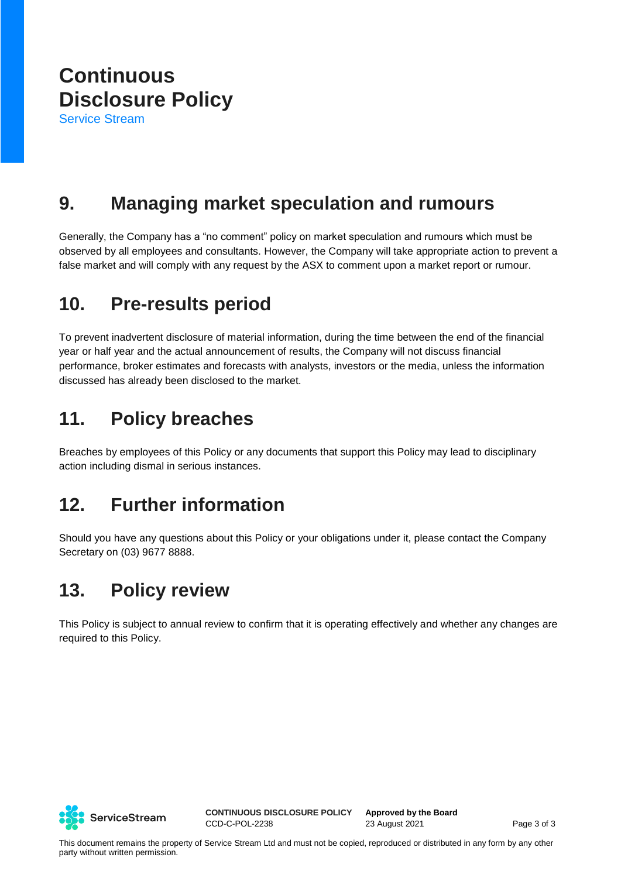## 9. Managing market speculation and rumours

Generally, the Company has a "no comment" policy on market speculation and rumours which must be observed by all employees and consultants. However, the Company will take appropriate action to prevent a false market and will comply with any request by the ASX to comment upon a market report or rumour.

## 10. Pre-results period

To prevent inadvertent disclosure of material information, during the time between the end of the financial year or half year and the actual announcement of results, the Company will not discuss financial performance, broker estimates and forecasts with analysts, investors or the media, unless the information discussed has already been disclosed to the market.

## 11. Policy breaches

Breaches by employees of this Policy or any documents that support this Policy may lead to disciplinary action including dismal in serious instances.

## 12. Further information

Should you have any questions about this Policy or your obligations under it, please contact the Company Secretary on (03) 9677 8888.

## 13. Policy review

This Policy is subject to annual review to confirm that it is operating effectively and whether any changes are required to this Policy.